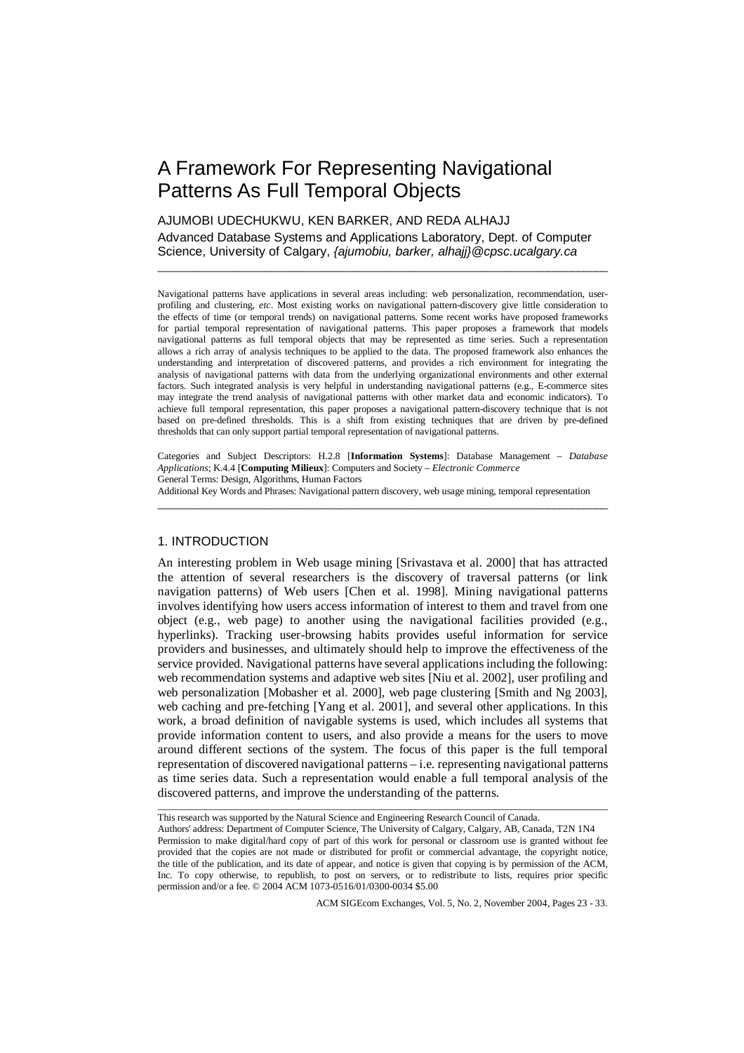# A Framework For Representing Navigational Patterns As Full Temporal Objects

AJUMOBI UDECHUKWU, KEN BARKER, AND REDA ALHAJJ

Advanced Database Systems and Applications Laboratory, Dept. of Computer Science, University of Calgary, *{ajumobiu, barker, alhajj}@cpsc.ucalgary.ca*

---

Navigational patterns have applications in several areas including: web personalization, recommendation, user-profiling and clustering, *etc*. Most existing works on navigational pattern-discovery give little consideration to the effects of time (or temporal trends) on navigational patterns. Some recent works have proposed frameworks for partial temporal representation of navigational patterns. This paper proposes a framework that models navigational patterns as full temporal objects that may be represented as time series. Such a representation allows a rich array of analysis techniques to be applied to the data. The proposed framework also enhances the understanding and interpretation of discovered patterns, and provides a rich environment for integrating the analysis of navigational patterns with data from the underlying organizational environments and other external factors. Such integrated analysis is very helpful in understanding navigational patterns (e.g., E-commerce sites may integrate the trend analysis of navigational patterns with other market data and economic indicators). To achieve full temporal representation, this paper proposes a navigational pattern-discovery technique that is not based on pre-defined thresholds. This is a shift from existing techniques that are driven by pre-defined thresholds that can only support partial temporal representation of navigational patterns.

Categories and Subject Descriptors: H.2.8 [**Information Systems**]: Database Management – *Database Applications*; K.4.4 [**Computing Milieux**]: Computers and Society – *Electronic Commerce*
General Terms: Design, Algorithms, Human Factors
Additional Key Words and Phrases: Navigational pattern discovery, web usage mining, temporal representation

---

## 1. INTRODUCTION

An interesting problem in Web usage mining [Srivastava et al. 2000] that has attracted the attention of several researchers is the discovery of traversal patterns (or link navigation patterns) of Web users [Chen et al. 1998]. Mining navigational patterns involves identifying how users access information of interest to them and travel from one object (e.g., web page) to another using the navigational facilities provided (e.g., hyperlinks). Tracking user-browsing habits provides useful information for service providers and businesses, and ultimately should help to improve the effectiveness of the service provided. Navigational patterns have several applications including the following: web recommendation systems and adaptive web sites [Niu et al. 2002], user profiling and web personalization [Mobasher et al. 2000], web page clustering [Smith and Ng 2003], web caching and pre-fetching [Yang et al. 2001], and several other applications. In this work, a broad definition of navigable systems is used, which includes all systems that provide information content to users, and also provide a means for the users to move around different sections of the system. The focus of this paper is the full temporal representation of discovered navigational patterns – i.e. representing navigational patterns as time series data. Such a representation would enable a full temporal analysis of the discovered patterns, and improve the understanding of the patterns.

---

This research was supported by the Natural Science and Engineering Research Council of Canada.
Authors' address: Department of Computer Science, The University of Calgary, Calgary, AB, Canada, T2N 1N4
Permission to make digital/hard copy of part of this work for personal or classroom use is granted without fee provided that the copies are not made or distributed for profit or commercial advantage, the copyright notice, the title of the publication, and its date of appear, and notice is given that copying is by permission of the ACM, Inc. To copy otherwise, to republish, to post on servers, or to redistribute to lists, requires prior specific permission and/or a fee. © 2004 ACM 1073-0516/01/0300-0034 $5.00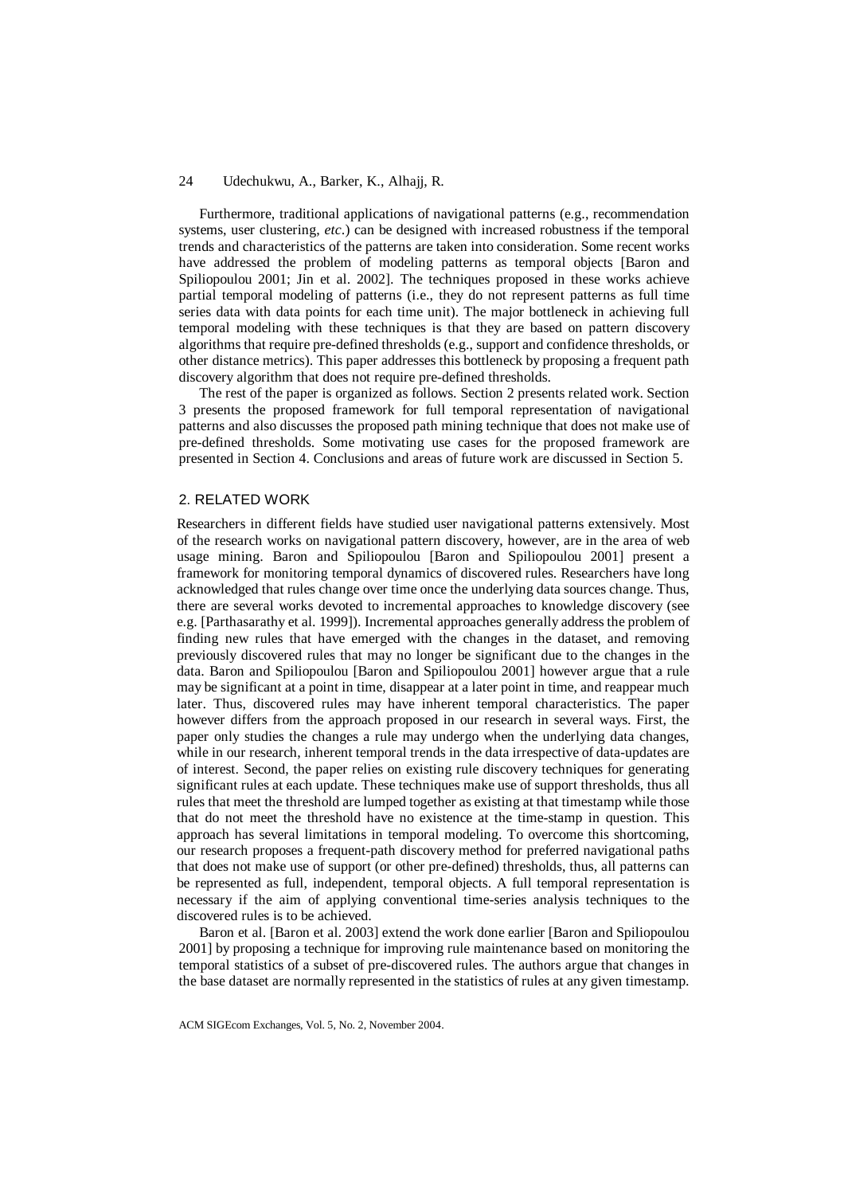Furthermore, traditional applications of navigational patterns (e.g., recommendation systems, user clustering, *etc*.) can be designed with increased robustness if the temporal trends and characteristics of the patterns are taken into consideration. Some recent works have addressed the problem of modeling patterns as temporal objects [Baron and Spiliopoulou 2001; Jin et al. 2002]. The techniques proposed in these works achieve partial temporal modeling of patterns (i.e., they do not represent patterns as full time series data with data points for each time unit). The major bottleneck in achieving full temporal modeling with these techniques is that they are based on pattern discovery algorithms that require pre-defined thresholds (e.g., support and confidence thresholds, or other distance metrics). This paper addresses this bottleneck by proposing a frequent path discovery algorithm that does not require pre-defined thresholds.

The rest of the paper is organized as follows. Section 2 presents related work. Section 3 presents the proposed framework for full temporal representation of navigational patterns and also discusses the proposed path mining technique that does not make use of pre-defined thresholds. Some motivating use cases for the proposed framework are presented in Section 4. Conclusions and areas of future work are discussed in Section 5.

## 2. RELATED WORK

Researchers in different fields have studied user navigational patterns extensively. Most of the research works on navigational pattern discovery, however, are in the area of web usage mining. Baron and Spiliopoulou [Baron and Spiliopoulou 2001] present a framework for monitoring temporal dynamics of discovered rules. Researchers have long acknowledged that rules change over time once the underlying data sources change. Thus, there are several works devoted to incremental approaches to knowledge discovery (see e.g. [Parthasarathy et al. 1999]). Incremental approaches generally address the problem of finding new rules that have emerged with the changes in the dataset, and removing previously discovered rules that may no longer be significant due to the changes in the data. Baron and Spiliopoulou [Baron and Spiliopoulou 2001] however argue that a rule may be significant at a point in time, disappear at a later point in time, and reappear much later. Thus, discovered rules may have inherent temporal characteristics. The paper however differs from the approach proposed in our research in several ways. First, the paper only studies the changes a rule may undergo when the underlying data changes, while in our research, inherent temporal trends in the data irrespective of data-updates are of interest. Second, the paper relies on existing rule discovery techniques for generating significant rules at each update. These techniques make use of support thresholds, thus all rules that meet the threshold are lumped together as existing at that timestamp while those that do not meet the threshold have no existence at the time-stamp in question. This approach has several limitations in temporal modeling. To overcome this shortcoming, our research proposes a frequent-path discovery method for preferred navigational paths that does not make use of support (or other pre-defined) thresholds, thus, all patterns can be represented as full, independent, temporal objects. A full temporal representation is necessary if the aim of applying conventional time-series analysis techniques to the discovered rules is to be achieved.

Baron et al. [Baron et al. 2003] extend the work done earlier [Baron and Spiliopoulou 2001] by proposing a technique for improving rule maintenance based on monitoring the temporal statistics of a subset of pre-discovered rules. The authors argue that changes in the base dataset are normally represented in the statistics of rules at any given timestamp.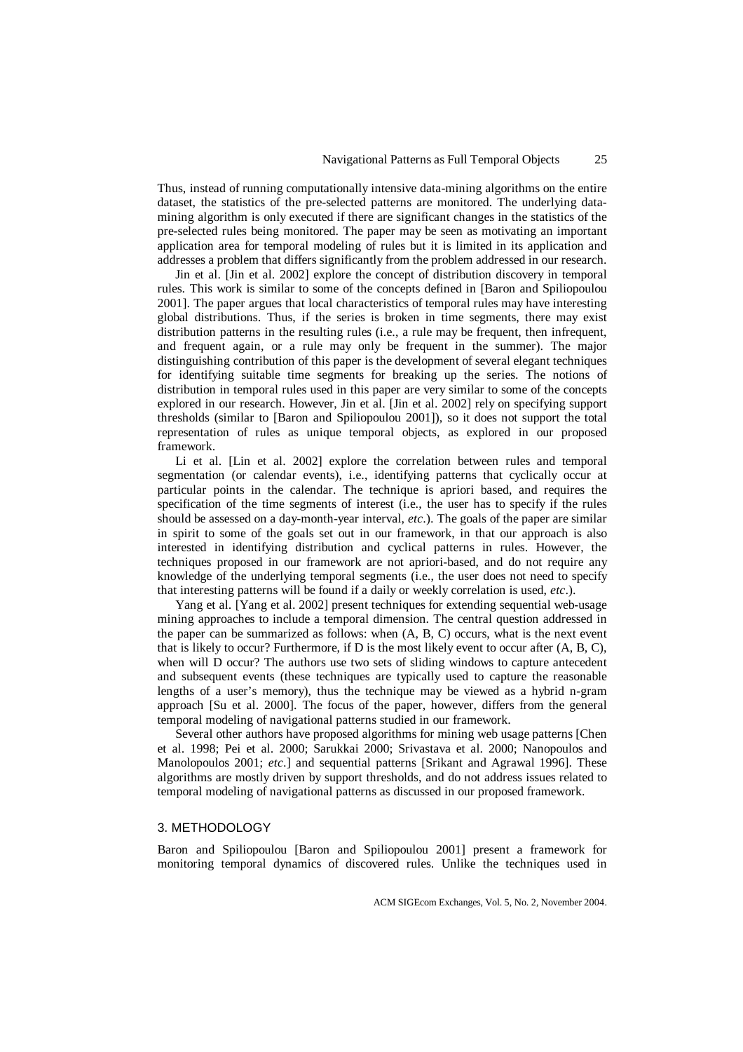Thus, instead of running computationally intensive data-mining algorithms on the entire dataset, the statistics of the pre-selected patterns are monitored. The underlying data-mining algorithm is only executed if there are significant changes in the statistics of the pre-selected rules being monitored. The paper may be seen as motivating an important application area for temporal modeling of rules but it is limited in its application and addresses a problem that differs significantly from the problem addressed in our research.

Jin et al. [Jin et al. 2002] explore the concept of distribution discovery in temporal rules. This work is similar to some of the concepts defined in [Baron and Spiliopoulou 2001]. The paper argues that local characteristics of temporal rules may have interesting global distributions. Thus, if the series is broken in time segments, there may exist distribution patterns in the resulting rules (i.e., a rule may be frequent, then infrequent, and frequent again, or a rule may only be frequent in the summer). The major distinguishing contribution of this paper is the development of several elegant techniques for identifying suitable time segments for breaking up the series. The notions of distribution in temporal rules used in this paper are very similar to some of the concepts explored in our research. However, Jin et al. [Jin et al. 2002] rely on specifying support thresholds (similar to [Baron and Spiliopoulou 2001]), so it does not support the total representation of rules as unique temporal objects, as explored in our proposed framework.

Li et al. [Lin et al. 2002] explore the correlation between rules and temporal segmentation (or calendar events), i.e., identifying patterns that cyclically occur at particular points in the calendar. The technique is apriori based, and requires the specification of the time segments of interest (i.e., the user has to specify if the rules should be assessed on a day-month-year interval, *etc*.). The goals of the paper are similar in spirit to some of the goals set out in our framework, in that our approach is also interested in identifying distribution and cyclical patterns in rules. However, the techniques proposed in our framework are not apriori-based, and do not require any knowledge of the underlying temporal segments (i.e., the user does not need to specify that interesting patterns will be found if a daily or weekly correlation is used, *etc*.).

Yang et al. [Yang et al. 2002] present techniques for extending sequential web-usage mining approaches to include a temporal dimension. The central question addressed in the paper can be summarized as follows: when (A, B, C) occurs, what is the next event that is likely to occur? Furthermore, if D is the most likely event to occur after (A, B, C), when will D occur? The authors use two sets of sliding windows to capture antecedent and subsequent events (these techniques are typically used to capture the reasonable lengths of a user's memory), thus the technique may be viewed as a hybrid n-gram approach [Su et al. 2000]. The focus of the paper, however, differs from the general temporal modeling of navigational patterns studied in our framework.

Several other authors have proposed algorithms for mining web usage patterns [Chen et al. 1998; Pei et al. 2000; Sarukkai 2000; Srivastava et al. 2000; Nanopoulos and Manolopoulos 2001; *etc*.] and sequential patterns [Srikant and Agrawal 1996]. These algorithms are mostly driven by support thresholds, and do not address issues related to temporal modeling of navigational patterns as discussed in our proposed framework.

## 3. METHODOLOGY

Baron and Spiliopoulou [Baron and Spiliopoulou 2001] present a framework for monitoring temporal dynamics of discovered rules. Unlike the techniques used in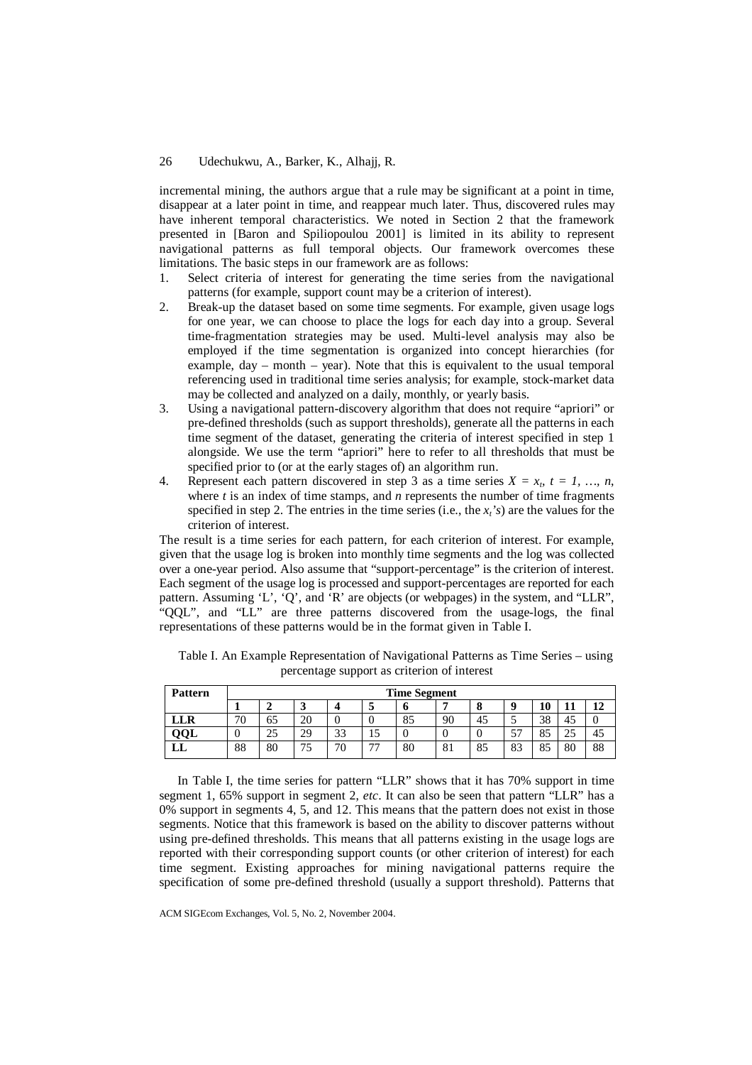incremental mining, the authors argue that a rule may be significant at a point in time, disappear at a later point in time, and reappear much later. Thus, discovered rules may have inherent temporal characteristics. We noted in Section 2 that the framework presented in [Baron and Spiliopoulou 2001] is limited in its ability to represent navigational patterns as full temporal objects. Our framework overcomes these limitations. The basic steps in our framework are as follows:

1. Select criteria of interest for generating the time series from the navigational patterns (for example, support count may be a criterion of interest).
2. Break-up the dataset based on some time segments. For example, given usage logs for one year, we can choose to place the logs for each day into a group. Several time-fragmentation strategies may be used. Multi-level analysis may also be employed if the time segmentation is organized into concept hierarchies (for example, day – month – year). Note that this is equivalent to the usual temporal referencing used in traditional time series analysis; for example, stock-market data may be collected and analyzed on a daily, monthly, or yearly basis.
3. Using a navigational pattern-discovery algorithm that does not require "apriori" or pre-defined thresholds (such as support thresholds), generate all the patterns in each time segment of the dataset, generating the criteria of interest specified in step 1 alongside. We use the term "apriori" here to refer to all thresholds that must be specified prior to (or at the early stages of) an algorithm run.
4. Represent each pattern discovered in step 3 as a time series $X = x_t$, $t = 1, \ldots, n$, where $t$ is an index of time stamps, and $n$ represents the number of time fragments specified in step 2. The entries in the time series (i.e., the $x_t$'s) are the values for the criterion of interest.

The result is a time series for each pattern, for each criterion of interest. For example, given that the usage log is broken into monthly time segments and the log was collected over a one-year period. Also assume that "support-percentage" is the criterion of interest. Each segment of the usage log is processed and support-percentages are reported for each pattern. Assuming 'L', 'Q', and 'R' are objects (or webpages) in the system, and "LLR", "QQL", and "LL" are three patterns discovered from the usage-logs, the final representations of these patterns would be in the format given in Table I.

Table I. An Example Representation of Navigational Patterns as Time Series – using percentage support as criterion of interest

| **Pattern** | **Time Segment** | | | | | | | | | | | |
|---|---|---|---|---|---|---|---|---|---|---|---|---|
| | **1** | **2** | **3** | **4** | **5** | **6** | **7** | **8** | **9** | **10** | **11** | **12** |
| **LLR** | 70 | 65 | 20 | 0 | 0 | 85 | 90 | 45 | 5 | 38 | 45 | 0 |
| **QQL** | 0 | 25 | 29 | 33 | 15 | 0 | 0 | 0 | 57 | 85 | 25 | 45 |
| **LL** | 88 | 80 | 75 | 70 | 77 | 80 | 81 | 85 | 83 | 85 | 80 | 88 |

In Table I, the time series for pattern "LLR" shows that it has 70% support in time segment 1, 65% support in segment 2, *etc*. It can also be seen that pattern "LLR" has a 0% support in segments 4, 5, and 12. This means that the pattern does not exist in those segments. Notice that this framework is based on the ability to discover patterns without using pre-defined thresholds. This means that all patterns existing in the usage logs are reported with their corresponding support counts (or other criterion of interest) for each time segment. Existing approaches for mining navigational patterns require the specification of some pre-defined threshold (usually a support threshold). Patterns that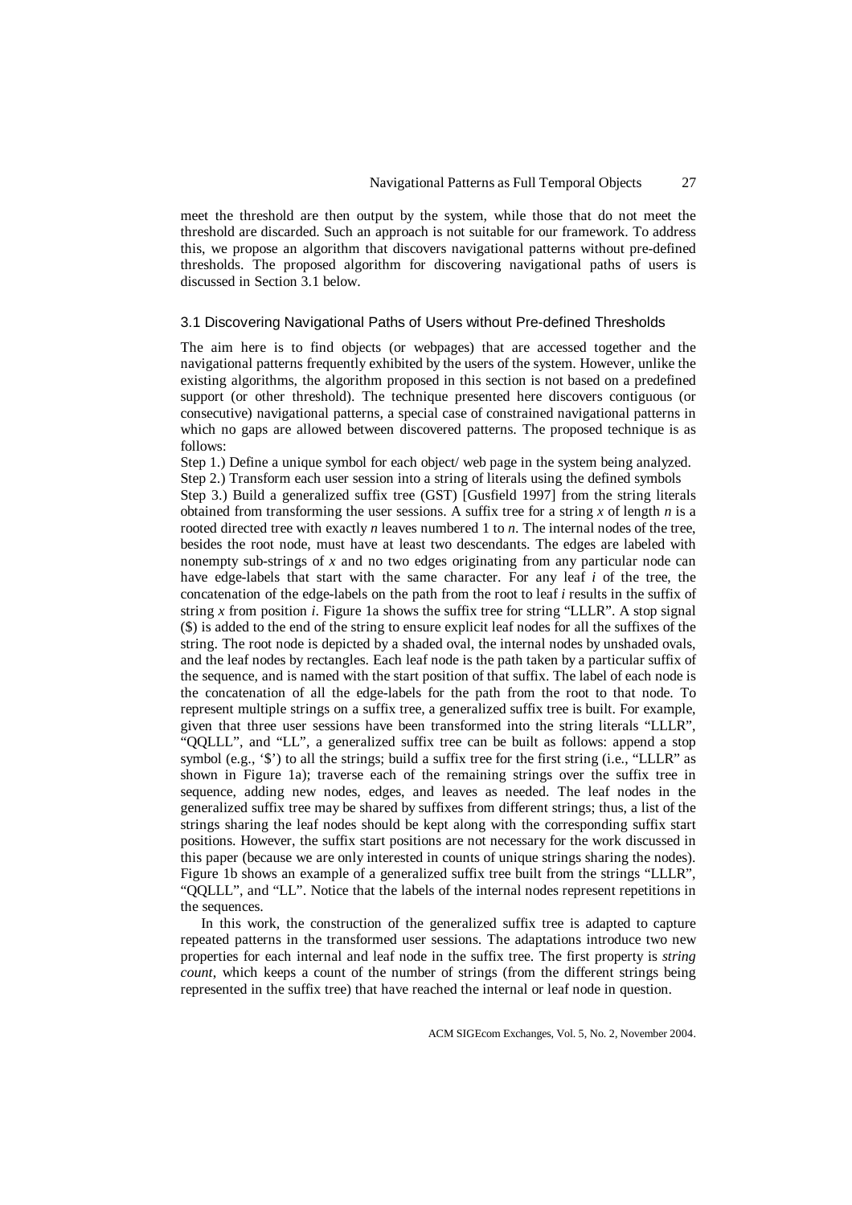meet the threshold are then output by the system, while those that do not meet the threshold are discarded. Such an approach is not suitable for our framework. To address this, we propose an algorithm that discovers navigational patterns without pre-defined thresholds. The proposed algorithm for discovering navigational paths of users is discussed in Section 3.1 below.

## 3.1 Discovering Navigational Paths of Users without Pre-defined Thresholds

The aim here is to find objects (or webpages) that are accessed together and the navigational patterns frequently exhibited by the users of the system. However, unlike the existing algorithms, the algorithm proposed in this section is not based on a predefined support (or other threshold). The technique presented here discovers contiguous (or consecutive) navigational patterns, a special case of constrained navigational patterns in which no gaps are allowed between discovered patterns. The proposed technique is as follows:

Step 1.) Define a unique symbol for each object/ web page in the system being analyzed.

Step 2.) Transform each user session into a string of literals using the defined symbols

Step 3.) Build a generalized suffix tree (GST) [Gusfield 1997] from the string literals obtained from transforming the user sessions. A suffix tree for a string $x$ of length $n$ is a rooted directed tree with exactly $n$ leaves numbered 1 to $n$. The internal nodes of the tree, besides the root node, must have at least two descendants. The edges are labeled with nonempty sub-strings of $x$ and no two edges originating from any particular node can have edge-labels that start with the same character. For any leaf $i$ of the tree, the concatenation of the edge-labels on the path from the root to leaf $i$ results in the suffix of string $x$ from position $i$. Figure 1a shows the suffix tree for string "LLLR". A stop signal ($) is added to the end of the string to ensure explicit leaf nodes for all the suffixes of the string. The root node is depicted by a shaded oval, the internal nodes by unshaded ovals, and the leaf nodes by rectangles. Each leaf node is the path taken by a particular suffix of the sequence, and is named with the start position of that suffix. The label of each node is the concatenation of all the edge-labels for the path from the root to that node. To represent multiple strings on a suffix tree, a generalized suffix tree is built. For example, given that three user sessions have been transformed into the string literals "LLLR", "QQLLL", and "LL", a generalized suffix tree can be built as follows: append a stop symbol (e.g., '$') to all the strings; build a suffix tree for the first string (i.e., "LLLR" as shown in Figure 1a); traverse each of the remaining strings over the suffix tree in sequence, adding new nodes, edges, and leaves as needed. The leaf nodes in the generalized suffix tree may be shared by suffixes from different strings; thus, a list of the strings sharing the leaf nodes should be kept along with the corresponding suffix start positions. However, the suffix start positions are not necessary for the work discussed in this paper (because we are only interested in counts of unique strings sharing the nodes). Figure 1b shows an example of a generalized suffix tree built from the strings "LLLR", "QQLLL", and "LL". Notice that the labels of the internal nodes represent repetitions in the sequences.

In this work, the construction of the generalized suffix tree is adapted to capture repeated patterns in the transformed user sessions. The adaptations introduce two new properties for each internal and leaf node in the suffix tree. The first property is *string count*, which keeps a count of the number of strings (from the different strings being represented in the suffix tree) that have reached the internal or leaf node in question.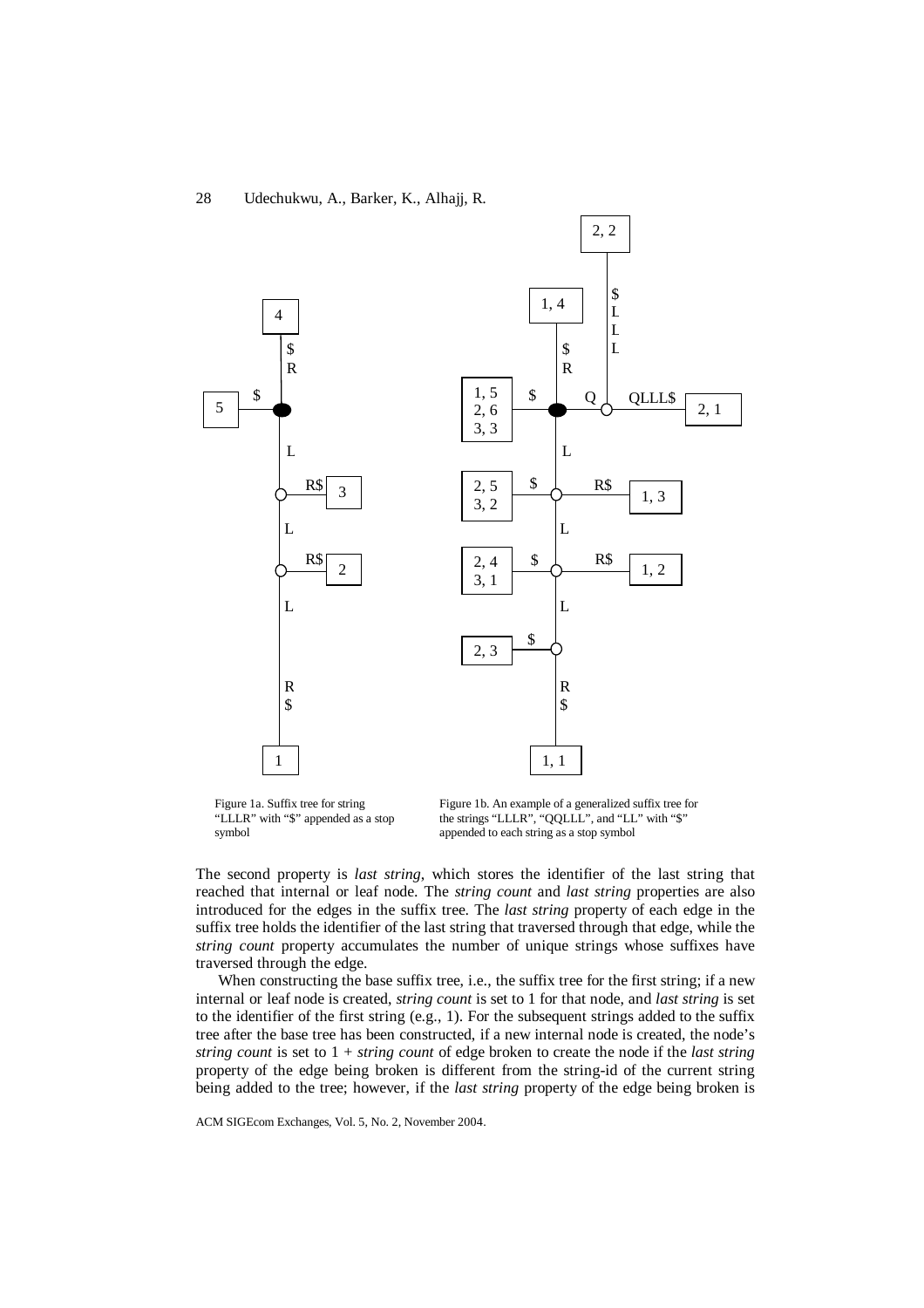Figure 1a. Suffix tree for string "LLLR" with "$" appended as a stop symbol

Figure 1b. An example of a generalized suffix tree for the strings "LLLR", "QQLLL", and "LL" with "$" appended to each string as a stop symbol

The second property is *last string*, which stores the identifier of the last string that reached that internal or leaf node. The *string count* and *last string* properties are also introduced for the edges in the suffix tree. The *last string* property of each edge in the suffix tree holds the identifier of the last string that traversed through that edge, while the *string count* property accumulates the number of unique strings whose suffixes have traversed through the edge.

When constructing the base suffix tree, i.e., the suffix tree for the first string; if a new internal or leaf node is created, *string count* is set to 1 for that node, and *last string* is set to the identifier of the first string (e.g., 1). For the subsequent strings added to the suffix tree after the base tree has been constructed, if a new internal node is created, the node's *string count* is set to 1 + *string count* of edge broken to create the node if the *last string* property of the edge being broken is different from the string-id of the current string being added to the tree; however, if the *last string* property of the edge being broken is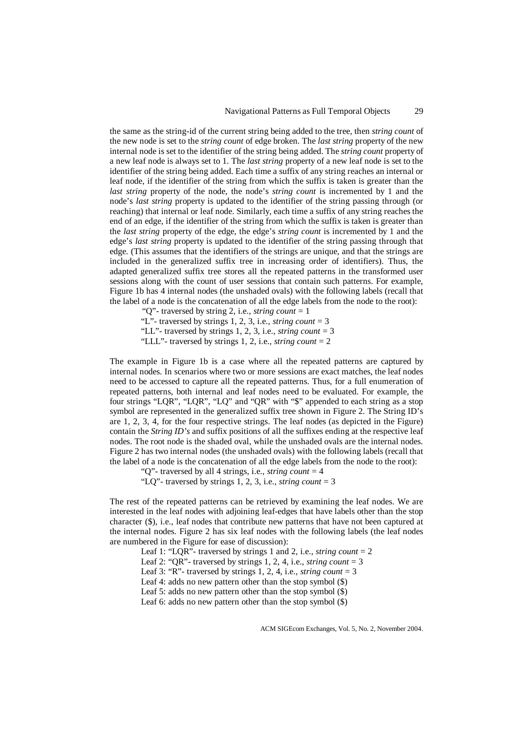the same as the string-id of the current string being added to the tree, then *string count* of the new node is set to the *string count* of edge broken. The *last string* property of the new internal node is set to the identifier of the string being added. The *string count* property of a new leaf node is always set to 1. The *last string* property of a new leaf node is set to the identifier of the string being added. Each time a suffix of any string reaches an internal or leaf node, if the identifier of the string from which the suffix is taken is greater than the *last string* property of the node, the node's *string count* is incremented by 1 and the node's *last string* property is updated to the identifier of the string passing through (or reaching) that internal or leaf node. Similarly, each time a suffix of any string reaches the end of an edge, if the identifier of the string from which the suffix is taken is greater than the *last string* property of the edge, the edge's *string count* is incremented by 1 and the edge's *last string* property is updated to the identifier of the string passing through that edge. (This assumes that the identifiers of the strings are unique, and that the strings are included in the generalized suffix tree in increasing order of identifiers). Thus, the adapted generalized suffix tree stores all the repeated patterns in the transformed user sessions along with the count of user sessions that contain such patterns. For example, Figure 1b has 4 internal nodes (the unshaded ovals) with the following labels (recall that the label of a node is the concatenation of all the edge labels from the node to the root):

"Q"- traversed by string 2, i.e., *string count* = 1
"L"- traversed by strings 1, 2, 3, i.e., *string count* = 3
"LL"- traversed by strings 1, 2, 3, i.e., *string count* = 3
"LLL"- traversed by strings 1, 2, i.e., *string count* = 2

The example in Figure 1b is a case where all the repeated patterns are captured by internal nodes. In scenarios where two or more sessions are exact matches, the leaf nodes need to be accessed to capture all the repeated patterns. Thus, for a full enumeration of repeated patterns, both internal and leaf nodes need to be evaluated. For example, the four strings "LQR", "LQR", "LQ" and "QR" with "$" appended to each string as a stop symbol are represented in the generalized suffix tree shown in Figure 2. The String ID's are 1, 2, 3, 4, for the four respective strings. The leaf nodes (as depicted in the Figure) contain the *String ID's* and suffix positions of all the suffixes ending at the respective leaf nodes. The root node is the shaded oval, while the unshaded ovals are the internal nodes. Figure 2 has two internal nodes (the unshaded ovals) with the following labels (recall that the label of a node is the concatenation of all the edge labels from the node to the root):

"Q"- traversed by all 4 strings, i.e., *string count* = 4
"LQ"- traversed by strings 1, 2, 3, i.e., *string count* = 3

The rest of the repeated patterns can be retrieved by examining the leaf nodes. We are interested in the leaf nodes with adjoining leaf-edges that have labels other than the stop character ($), i.e., leaf nodes that contribute new patterns that have not been captured at the internal nodes. Figure 2 has six leaf nodes with the following labels (the leaf nodes are numbered in the Figure for ease of discussion):

Leaf 1: "LQR"- traversed by strings 1 and 2, i.e., *string count* = 2
Leaf 2: "QR"- traversed by strings 1, 2, 4, i.e., *string count* = 3
Leaf 3: "R"- traversed by strings 1, 2, 4, i.e., *string count* = 3
Leaf 4: adds no new pattern other than the stop symbol ($)
Leaf 5: adds no new pattern other than the stop symbol ($)
Leaf 6: adds no new pattern other than the stop symbol ($)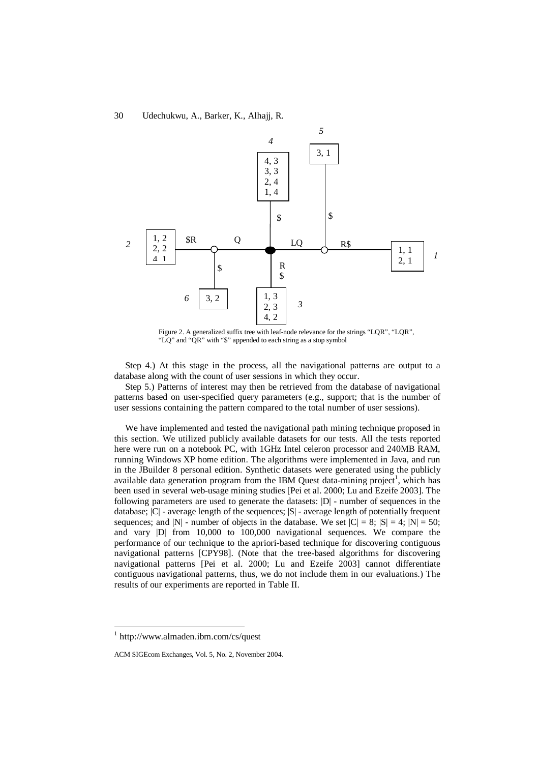Figure 2. A generalized suffix tree with leaf-node relevance for the strings "LQR", "LQR", "LQ" and "QR" with "$" appended to each string as a stop symbol

Step 4.) At this stage in the process, all the navigational patterns are output to a database along with the count of user sessions in which they occur.

Step 5.) Patterns of interest may then be retrieved from the database of navigational patterns based on user-specified query parameters (e.g., support; that is the number of user sessions containing the pattern compared to the total number of user sessions).

We have implemented and tested the navigational path mining technique proposed in this section. We utilized publicly available datasets for our tests. All the tests reported here were run on a notebook PC, with 1GHz Intel celeron processor and 240MB RAM, running Windows XP home edition. The algorithms were implemented in Java, and run in the JBuilder 8 personal edition. Synthetic datasets were generated using the publicly available data generation program from the IBM Quest data-mining project[1], which has been used in several web-usage mining studies [Pei et al. 2000; Lu and Ezeife 2003]. The following parameters are used to generate the datasets: |D| - number of sequences in the database; |C| - average length of the sequences; |S| - average length of potentially frequent sequences; and |N| - number of objects in the database. We set |C| = 8; |S| = 4; |N| = 50; and vary |D| from 10,000 to 100,000 navigational sequences. We compare the performance of our technique to the apriori-based technique for discovering contiguous navigational patterns [CPY98]. (Note that the tree-based algorithms for discovering navigational patterns [Pei et al. 2000; Lu and Ezeife 2003] cannot differentiate contiguous navigational patterns, thus, we do not include them in our evaluations.) The results of our experiments are reported in Table II.

[1] http://www.almaden.ibm.com/cs/quest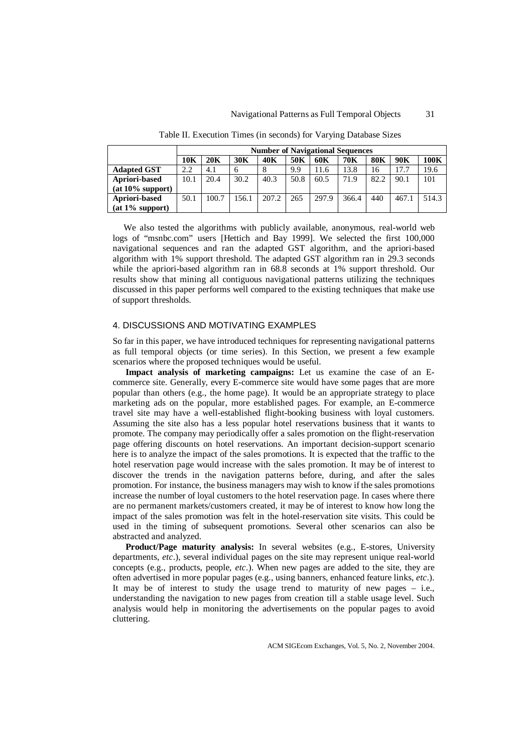Table II. Execution Times (in seconds) for Varying Database Sizes

| | Number of Navigational Sequences | | | | | | | | | |
|---|---|---|---|---|---|---|---|---|---|---|
| | **10K** | **20K** | **30K** | **40K** | **50K** | **60K** | **70K** | **80K** | **90K** | **100K** |
| **Adapted GST** | 2.2 | 4.1 | 6 | 8 | 9.9 | 11.6 | 13.8 | 16 | 17.7 | 19.6 |
| **Apriori-based (at 10% support)** | 10.1 | 20.4 | 30.2 | 40.3 | 50.8 | 60.5 | 71.9 | 82.2 | 90.1 | 101 |
| **Apriori-based (at 1% support)** | 50.1 | 100.7 | 156.1 | 207.2 | 265 | 297.9 | 366.4 | 440 | 467.1 | 514.3 |

We also tested the algorithms with publicly available, anonymous, real-world web logs of "msnbc.com" users [Hettich and Bay 1999]. We selected the first 100,000 navigational sequences and ran the adapted GST algorithm, and the apriori-based algorithm with 1% support threshold. The adapted GST algorithm ran in 29.3 seconds while the apriori-based algorithm ran in 68.8 seconds at 1% support threshold. Our results show that mining all contiguous navigational patterns utilizing the techniques discussed in this paper performs well compared to the existing techniques that make use of support thresholds.

## 4. DISCUSSIONS AND MOTIVATING EXAMPLES

So far in this paper, we have introduced techniques for representing navigational patterns as full temporal objects (or time series). In this Section, we present a few example scenarios where the proposed techniques would be useful.

**Impact analysis of marketing campaigns:** Let us examine the case of an E-commerce site. Generally, every E-commerce site would have some pages that are more popular than others (e.g., the home page). It would be an appropriate strategy to place marketing ads on the popular, more established pages. For example, an E-commerce travel site may have a well-established flight-booking business with loyal customers. Assuming the site also has a less popular hotel reservations business that it wants to promote. The company may periodically offer a sales promotion on the flight-reservation page offering discounts on hotel reservations. An important decision-support scenario here is to analyze the impact of the sales promotions. It is expected that the traffic to the hotel reservation page would increase with the sales promotion. It may be of interest to discover the trends in the navigation patterns before, during, and after the sales promotion. For instance, the business managers may wish to know if the sales promotions increase the number of loyal customers to the hotel reservation page. In cases where there are no permanent markets/customers created, it may be of interest to know how long the impact of the sales promotion was felt in the hotel-reservation site visits. This could be used in the timing of subsequent promotions. Several other scenarios can also be abstracted and analyzed.

**Product/Page maturity analysis:** In several websites (e.g., E-stores, University departments, *etc*.), several individual pages on the site may represent unique real-world concepts (e.g., products, people, *etc*.). When new pages are added to the site, they are often advertised in more popular pages (e.g., using banners, enhanced feature links, *etc*.). It may be of interest to study the usage trend to maturity of new pages – i.e., understanding the navigation to new pages from creation till a stable usage level. Such analysis would help in monitoring the advertisements on the popular pages to avoid cluttering.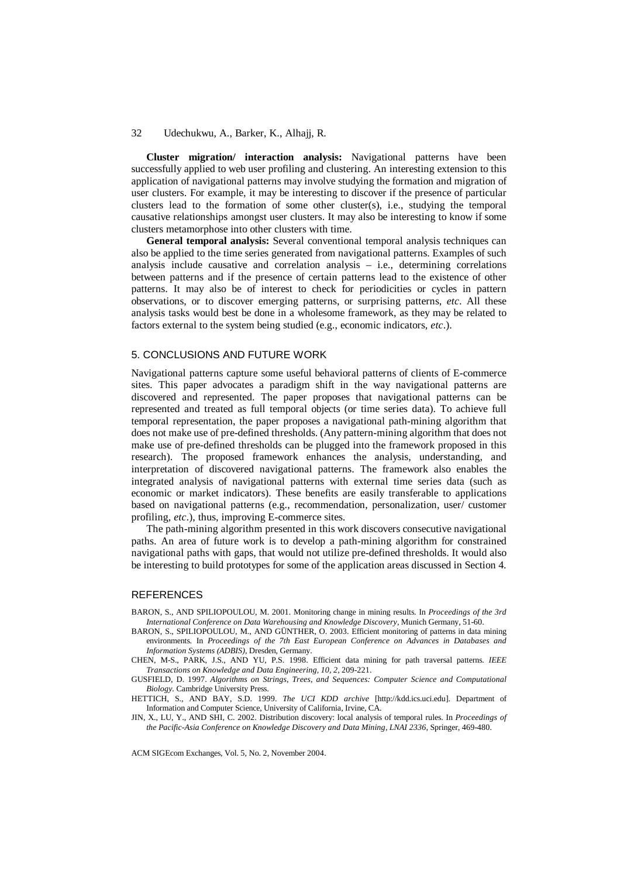**Cluster migration/ interaction analysis:** Navigational patterns have been successfully applied to web user profiling and clustering. An interesting extension to this application of navigational patterns may involve studying the formation and migration of user clusters. For example, it may be interesting to discover if the presence of particular clusters lead to the formation of some other cluster(s), i.e., studying the temporal causative relationships amongst user clusters. It may also be interesting to know if some clusters metamorphose into other clusters with time.

**General temporal analysis:** Several conventional temporal analysis techniques can also be applied to the time series generated from navigational patterns. Examples of such analysis include causative and correlation analysis – i.e., determining correlations between patterns and if the presence of certain patterns lead to the existence of other patterns. It may also be of interest to check for periodicities or cycles in pattern observations, or to discover emerging patterns, or surprising patterns, *etc*. All these analysis tasks would best be done in a wholesome framework, as they may be related to factors external to the system being studied (e.g., economic indicators, *etc*.).

## 5. CONCLUSIONS AND FUTURE WORK

Navigational patterns capture some useful behavioral patterns of clients of E-commerce sites. This paper advocates a paradigm shift in the way navigational patterns are discovered and represented. The paper proposes that navigational patterns can be represented and treated as full temporal objects (or time series data). To achieve full temporal representation, the paper proposes a navigational path-mining algorithm that does not make use of pre-defined thresholds. (Any pattern-mining algorithm that does not make use of pre-defined thresholds can be plugged into the framework proposed in this research). The proposed framework enhances the analysis, understanding, and interpretation of discovered navigational patterns. The framework also enables the integrated analysis of navigational patterns with external time series data (such as economic or market indicators). These benefits are easily transferable to applications based on navigational patterns (e.g., recommendation, personalization, user/ customer profiling, *etc*.), thus, improving E-commerce sites.

The path-mining algorithm presented in this work discovers consecutive navigational paths. An area of future work is to develop a path-mining algorithm for constrained navigational paths with gaps, that would not utilize pre-defined thresholds. It would also be interesting to build prototypes for some of the application areas discussed in Section 4.

## REFERENCES

BARON, S., AND SPILIOPOULOU, M. 2001. Monitoring change in mining results. In *Proceedings of the 3rd International Conference on Data Warehousing and Knowledge Discovery*, Munich Germany, 51-60.

BARON, S., SPILIOPOULOU, M., AND GÜNTHER, O. 2003. Efficient monitoring of patterns in data mining environments. In *Proceedings of the 7th East European Conference on Advances in Databases and Information Systems (ADBIS)*, Dresden, Germany.

CHEN, M-S., PARK, J.S., AND YU, P.S. 1998. Efficient data mining for path traversal patterns. *IEEE Transactions on Knowledge and Data Engineering, 10, 2*, 209-221.

GUSFIELD, D. 1997. *Algorithms on Strings, Trees, and Sequences: Computer Science and Computational Biology*. Cambridge University Press.

HETTICH, S., AND BAY, S.D. 1999. *The UCI KDD archive* [http://kdd.ics.uci.edu]. Department of Information and Computer Science, University of California, Irvine, CA.

JIN, X., LU, Y., AND SHI, C. 2002. Distribution discovery: local analysis of temporal rules. In *Proceedings of the Pacific-Asia Conference on Knowledge Discovery and Data Mining, LNAI 2336*, Springer, 469-480.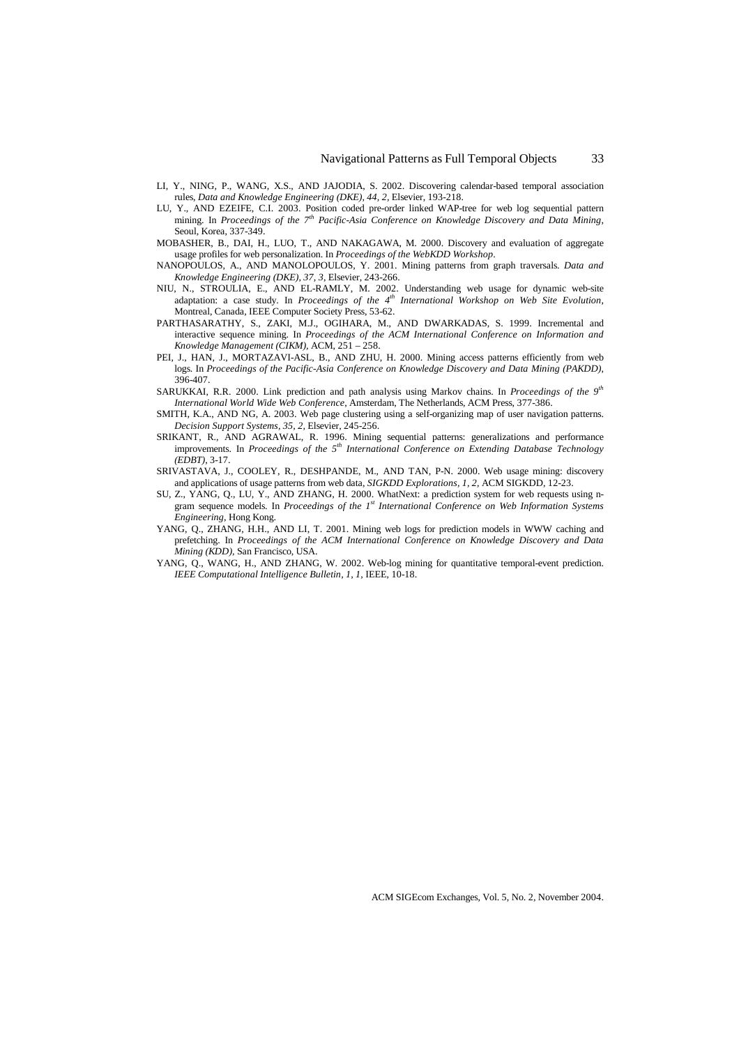LI, Y., NING, P., WANG, X.S., AND JAJODIA, S. 2002. Discovering calendar-based temporal association rules, *Data and Knowledge Engineering (DKE), 44, 2*, Elsevier, 193-218.

LU, Y., AND EZEIFE, C.I. 2003. Position coded pre-order linked WAP-tree for web log sequential pattern mining. In *Proceedings of the 7th Pacific-Asia Conference on Knowledge Discovery and Data Mining*, Seoul, Korea, 337-349.

MOBASHER, B., DAI, H., LUO, T., AND NAKAGAWA, M. 2000. Discovery and evaluation of aggregate usage profiles for web personalization. In *Proceedings of the WebKDD Workshop*.

NANOPOULOS, A., AND MANOLOPOULOS, Y. 2001. Mining patterns from graph traversals. *Data and Knowledge Engineering (DKE), 37, 3*, Elsevier, 243-266.

NIU, N., STROULIA, E., AND EL-RAMLY, M. 2002. Understanding web usage for dynamic web-site adaptation: a case study. In *Proceedings of the 4th International Workshop on Web Site Evolution*, Montreal, Canada, IEEE Computer Society Press, 53-62.

PARTHASARATHY, S., ZAKI, M.J., OGIHARA, M., AND DWARKADAS, S. 1999. Incremental and interactive sequence mining. In *Proceedings of the ACM International Conference on Information and Knowledge Management (CIKM)*, ACM, 251 – 258.

PEI, J., HAN, J., MORTAZAVI-ASL, B., AND ZHU, H. 2000. Mining access patterns efficiently from web logs. In *Proceedings of the Pacific-Asia Conference on Knowledge Discovery and Data Mining (PAKDD)*, 396-407.

SARUKKAI, R.R. 2000. Link prediction and path analysis using Markov chains. In *Proceedings of the 9th International World Wide Web Conference*, Amsterdam, The Netherlands, ACM Press, 377-386.

SMITH, K.A., AND NG, A. 2003. Web page clustering using a self-organizing map of user navigation patterns. *Decision Support Systems, 35, 2*, Elsevier, 245-256.

SRIKANT, R., AND AGRAWAL, R. 1996. Mining sequential patterns: generalizations and performance improvements. In *Proceedings of the 5th International Conference on Extending Database Technology (EDBT)*, 3-17.

SRIVASTAVA, J., COOLEY, R., DESHPANDE, M., AND TAN, P-N. 2000. Web usage mining: discovery and applications of usage patterns from web data, *SIGKDD Explorations, 1, 2*, ACM SIGKDD, 12-23.

SU, Z., YANG, Q., LU, Y., AND ZHANG, H. 2000. WhatNext: a prediction system for web requests using n-gram sequence models. In *Proceedings of the 1st International Conference on Web Information Systems Engineering*, Hong Kong.

YANG, Q., ZHANG, H.H., AND LI, T. 2001. Mining web logs for prediction models in WWW caching and prefetching. In *Proceedings of the ACM International Conference on Knowledge Discovery and Data Mining (KDD)*, San Francisco, USA.

YANG, Q., WANG, H., AND ZHANG, W. 2002. Web-log mining for quantitative temporal-event prediction. *IEEE Computational Intelligence Bulletin, 1, 1*, IEEE, 10-18.